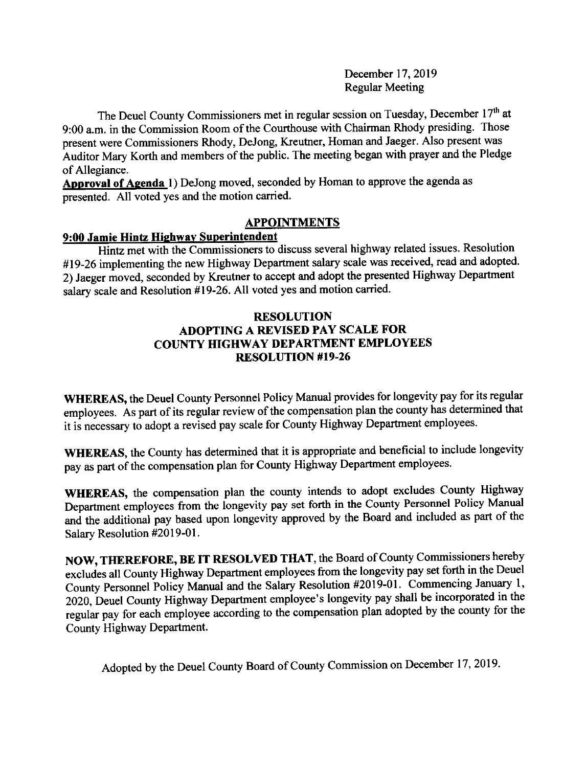December 17, 2019
Regular Meeting

The Deuel County Commissioners met in regular session on Tuesday, December 17th at 9:00 a.m. in the Commission Room of the Courthouse with Chairman Rhody presiding. Those present were Commissioners Rhody, DeJong, Kreutner, Homan and Jaeger. Also present was Auditor Mary Korth and members of the public. The meeting began with prayer and the Pledge of Allegiance.

**Approval of Agenda** 1) DeJong moved, seconded by Homan to approve the agenda as presented. All voted yes and the motion carried.

## APPOINTMENTS

**9:00 Jamie Hintz Highway Superintendent**

Hintz met with the Commissioners to discuss several highway related issues. Resolution #19-26 implementing the new Highway Department salary scale was received, read and adopted. 2) Jaeger moved, seconded by Kreutner to accept and adopt the presented Highway Department salary scale and Resolution #19-26. All voted yes and motion carried.

### RESOLUTION
### ADOPTING A REVISED PAY SCALE FOR COUNTY HIGHWAY DEPARTMENT EMPLOYEES
### RESOLUTION #19-26

**WHEREAS,** the Deuel County Personnel Policy Manual provides for longevity pay for its regular employees. As part of its regular review of the compensation plan the county has determined that it is necessary to adopt a revised pay scale for County Highway Department employees.

**WHEREAS,** the County has determined that it is appropriate and beneficial to include longevity pay as part of the compensation plan for County Highway Department employees.

**WHEREAS,** the compensation plan the county intends to adopt excludes County Highway Department employees from the longevity pay set forth in the County Personnel Policy Manual and the additional pay based upon longevity approved by the Board and included as part of the Salary Resolution #2019-01.

**NOW, THEREFORE, BE IT RESOLVED THAT,** the Board of County Commissioners hereby excludes all County Highway Department employees from the longevity pay set forth in the Deuel County Personnel Policy Manual and the Salary Resolution #2019-01. Commencing January 1, 2020, Deuel County Highway Department employee's longevity pay shall be incorporated in the regular pay for each employee according to the compensation plan adopted by the county for the County Highway Department.

Adopted by the Deuel County Board of County Commission on December 17, 2019.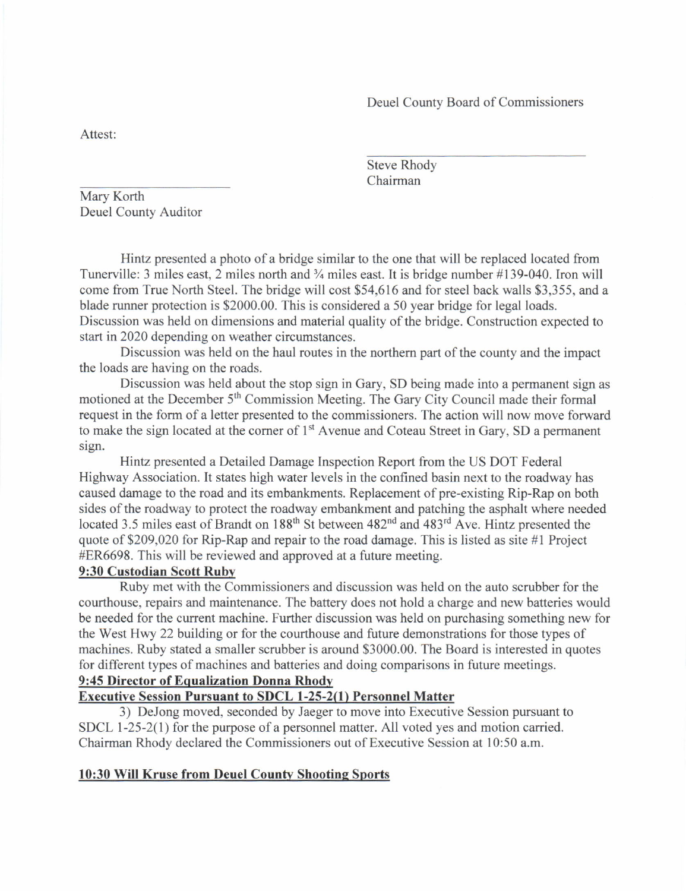Deuel County Board of Commissioners

Attest:

\_\_\_\_\_\_\_\_\_\_\_\_\_\_\_\_\_\_\_\_\_\_\_\_

Steve Rhody
Chairman

\_\_\_\_\_\_\_\_\_\_\_\_\_\_\_\_\_\_\_\_\_\_\_\_

Mary Korth
Deuel County Auditor

Hintz presented a photo of a bridge similar to the one that will be replaced located from Tunerville: 3 miles east, 2 miles north and ¾ miles east. It is bridge number #139-040. Iron will come from True North Steel. The bridge will cost $54,616 and for steel back walls $3,355, and a blade runner protection is $2000.00. This is considered a 50 year bridge for legal loads. Discussion was held on dimensions and material quality of the bridge. Construction expected to start in 2020 depending on weather circumstances.

Discussion was held on the haul routes in the northern part of the county and the impact the loads are having on the roads.

Discussion was held about the stop sign in Gary, SD being made into a permanent sign as motioned at the December 5th Commission Meeting. The Gary City Council made their formal request in the form of a letter presented to the commissioners. The action will now move forward to make the sign located at the corner of 1st Avenue and Coteau Street in Gary, SD a permanent sign.

Hintz presented a Detailed Damage Inspection Report from the US DOT Federal Highway Association. It states high water levels in the confined basin next to the roadway has caused damage to the road and its embankments. Replacement of pre-existing Rip-Rap on both sides of the roadway to protect the roadway embankment and patching the asphalt where needed located 3.5 miles east of Brandt on 188th St between 482nd and 483rd Ave. Hintz presented the quote of $209,020 for Rip-Rap and repair to the road damage. This is listed as site #1 Project #ER6698. This will be reviewed and approved at a future meeting.

**9:30 Custodian Scott Ruby**

Ruby met with the Commissioners and discussion was held on the auto scrubber for the courthouse, repairs and maintenance. The battery does not hold a charge and new batteries would be needed for the current machine. Further discussion was held on purchasing something new for the West Hwy 22 building or for the courthouse and future demonstrations for those types of machines. Ruby stated a smaller scrubber is around $3000.00. The Board is interested in quotes for different types of machines and batteries and doing comparisons in future meetings.

**9:45 Director of Equalization Donna Rhody**

**Executive Session Pursuant to SDCL 1-25-2(1) Personnel Matter**

3) DeJong moved, seconded by Jaeger to move into Executive Session pursuant to SDCL 1-25-2(1) for the purpose of a personnel matter. All voted yes and motion carried. Chairman Rhody declared the Commissioners out of Executive Session at 10:50 a.m.

**10:30 Will Kruse from Deuel County Shooting Sports**